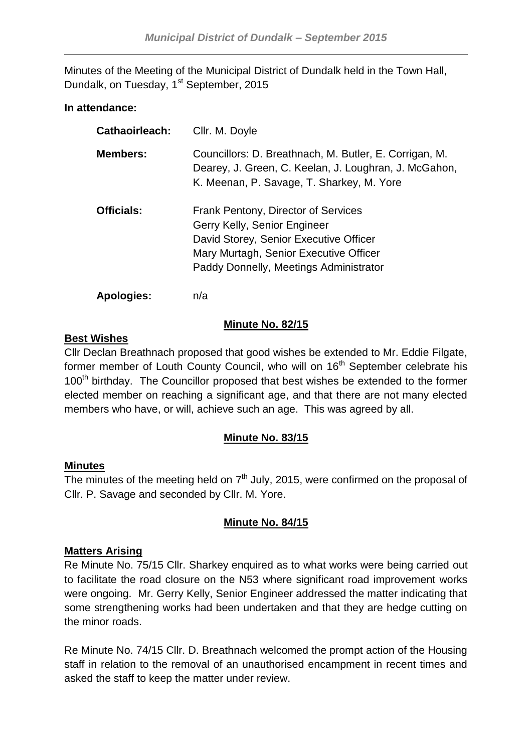Minutes of the Meeting of the Municipal District of Dundalk held in the Town Hall, Dundalk, on Tuesday, 1st September, 2015

**In attendance:**

| | |
|---|---|
| **Cathaoirleach:** | Cllr. M. Doyle |
| **Members:** | Councillors: D. Breathnach, M. Butler, E. Corrigan, M. Dearey, J. Green, C. Keelan, J. Loughran, J. McGahon, K. Meenan, P. Savage, T. Sharkey, M. Yore |
| **Officials:** | Frank Pentony, Director of Services<br>Gerry Kelly, Senior Engineer<br>David Storey, Senior Executive Officer<br>Mary Murtagh, Senior Executive Officer<br>Paddy Donnelly, Meetings Administrator |
| **Apologies:** | n/a |

**Minute No. 82/15**

**Best Wishes**

Cllr Declan Breathnach proposed that good wishes be extended to Mr. Eddie Filgate, former member of Louth County Council, who will on 16th September celebrate his 100th birthday. The Councillor proposed that best wishes be extended to the former elected member on reaching a significant age, and that there are not many elected members who have, or will, achieve such an age. This was agreed by all.

**Minute No. 83/15**

**Minutes**

The minutes of the meeting held on 7th July, 2015, were confirmed on the proposal of Cllr. P. Savage and seconded by Cllr. M. Yore.

**Minute No. 84/15**

**Matters Arising**

Re Minute No. 75/15 Cllr. Sharkey enquired as to what works were being carried out to facilitate the road closure on the N53 where significant road improvement works were ongoing. Mr. Gerry Kelly, Senior Engineer addressed the matter indicating that some strengthening works had been undertaken and that they are hedge cutting on the minor roads.

Re Minute No. 74/15 Cllr. D. Breathnach welcomed the prompt action of the Housing staff in relation to the removal of an unauthorised encampment in recent times and asked the staff to keep the matter under review.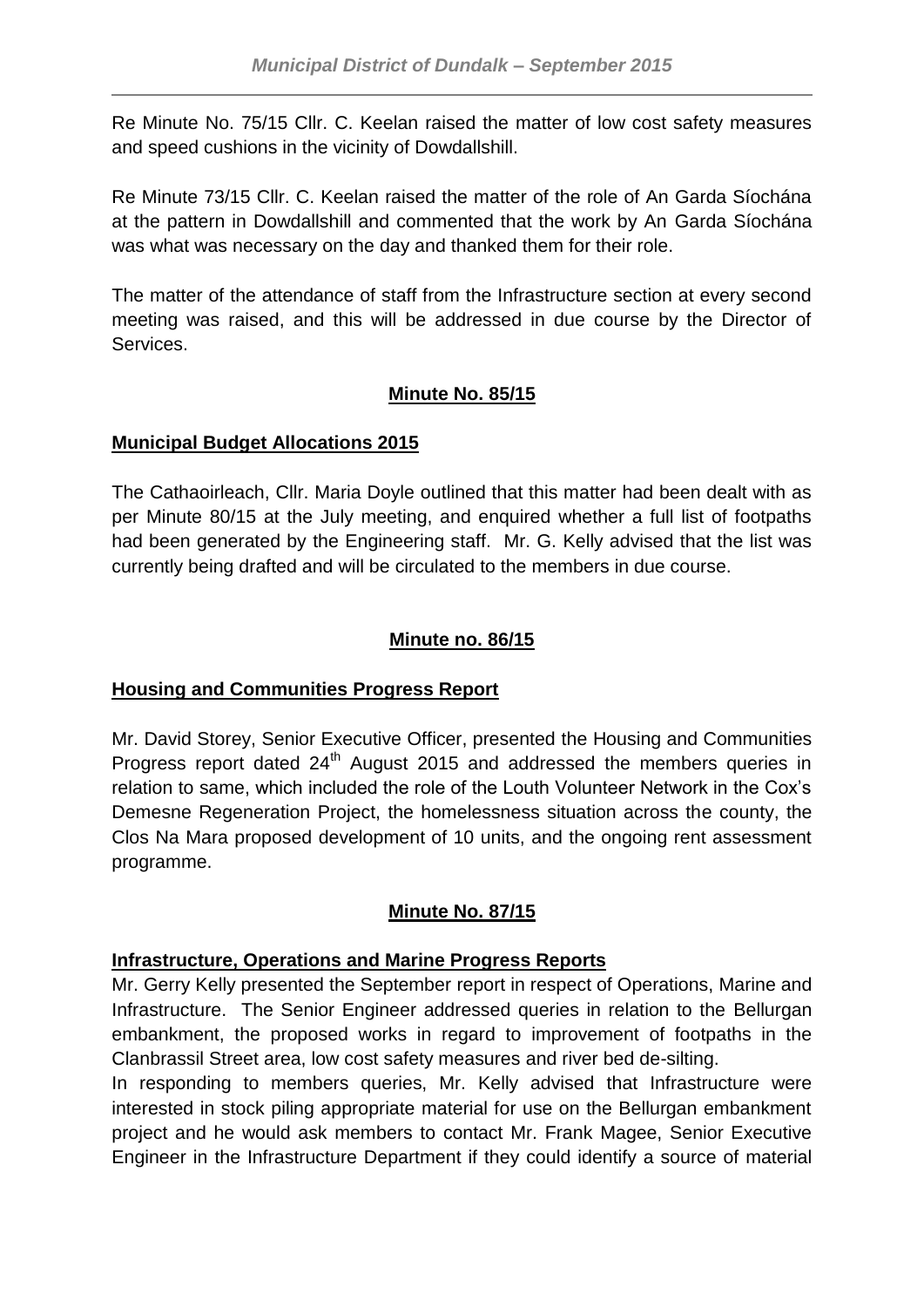Re Minute No. 75/15 Cllr. C. Keelan raised the matter of low cost safety measures and speed cushions in the vicinity of Dowdallshill.

Re Minute 73/15 Cllr. C. Keelan raised the matter of the role of An Garda Síochána at the pattern in Dowdallshill and commented that the work by An Garda Síochána was what was necessary on the day and thanked them for their role.

The matter of the attendance of staff from the Infrastructure section at every second meeting was raised, and this will be addressed in due course by the Director of Services.

**Minute No. 85/15**

**Municipal Budget Allocations 2015**

The Cathaoirleach, Cllr. Maria Doyle outlined that this matter had been dealt with as per Minute 80/15 at the July meeting, and enquired whether a full list of footpaths had been generated by the Engineering staff. Mr. G. Kelly advised that the list was currently being drafted and will be circulated to the members in due course.

**Minute no. 86/15**

**Housing and Communities Progress Report**

Mr. David Storey, Senior Executive Officer, presented the Housing and Communities Progress report dated 24th August 2015 and addressed the members queries in relation to same, which included the role of the Louth Volunteer Network in the Cox's Demesne Regeneration Project, the homelessness situation across the county, the Clos Na Mara proposed development of 10 units, and the ongoing rent assessment programme.

**Minute No. 87/15**

**Infrastructure, Operations and Marine Progress Reports**

Mr. Gerry Kelly presented the September report in respect of Operations, Marine and Infrastructure. The Senior Engineer addressed queries in relation to the Bellurgan embankment, the proposed works in regard to improvement of footpaths in the Clanbrassil Street area, low cost safety measures and river bed de-silting.

In responding to members queries, Mr. Kelly advised that Infrastructure were interested in stock piling appropriate material for use on the Bellurgan embankment project and he would ask members to contact Mr. Frank Magee, Senior Executive Engineer in the Infrastructure Department if they could identify a source of material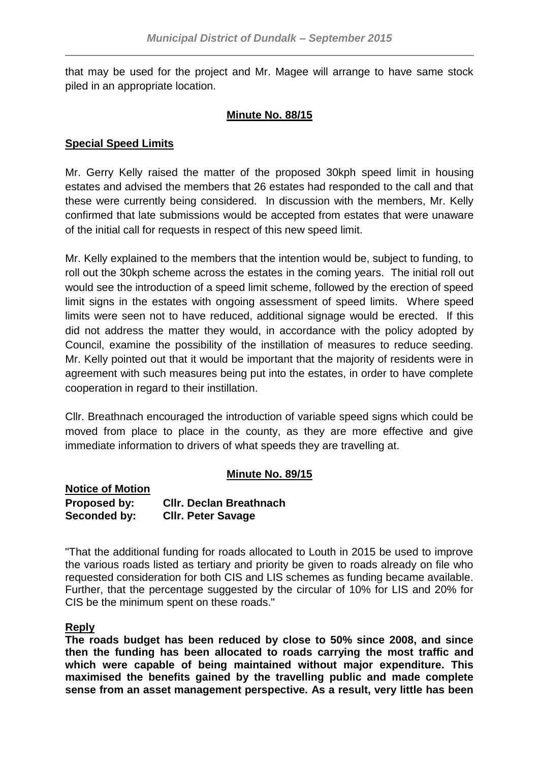that may be used for the project and Mr. Magee will arrange to have same stock piled in an appropriate location.

**Minute No. 88/15**

**Special Speed Limits**

Mr. Gerry Kelly raised the matter of the proposed 30kph speed limit in housing estates and advised the members that 26 estates had responded to the call and that these were currently being considered. In discussion with the members, Mr. Kelly confirmed that late submissions would be accepted from estates that were unaware of the initial call for requests in respect of this new speed limit.

Mr. Kelly explained to the members that the intention would be, subject to funding, to roll out the 30kph scheme across the estates in the coming years. The initial roll out would see the introduction of a speed limit scheme, followed by the erection of speed limit signs in the estates with ongoing assessment of speed limits. Where speed limits were seen not to have reduced, additional signage would be erected. If this did not address the matter they would, in accordance with the policy adopted by Council, examine the possibility of the instillation of measures to reduce seeding. Mr. Kelly pointed out that it would be important that the majority of residents were in agreement with such measures being put into the estates, in order to have complete cooperation in regard to their instillation.

Cllr. Breathnach encouraged the introduction of variable speed signs which could be moved from place to place in the county, as they are more effective and give immediate information to drivers of what speeds they are travelling at.

**Minute No. 89/15**

**Notice of Motion**
**Proposed by: Cllr. Declan Breathnach**
**Seconded by: Cllr. Peter Savage**

"That the additional funding for roads allocated to Louth in 2015 be used to improve the various roads listed as tertiary and priority be given to roads already on file who requested consideration for both CIS and LIS schemes as funding became available. Further, that the percentage suggested by the circular of 10% for LIS and 20% for CIS be the minimum spent on these roads."

**Reply**
**The roads budget has been reduced by close to 50% since 2008, and since then the funding has been allocated to roads carrying the most traffic and which were capable of being maintained without major expenditure. This maximised the benefits gained by the travelling public and made complete sense from an asset management perspective. As a result, very little has been**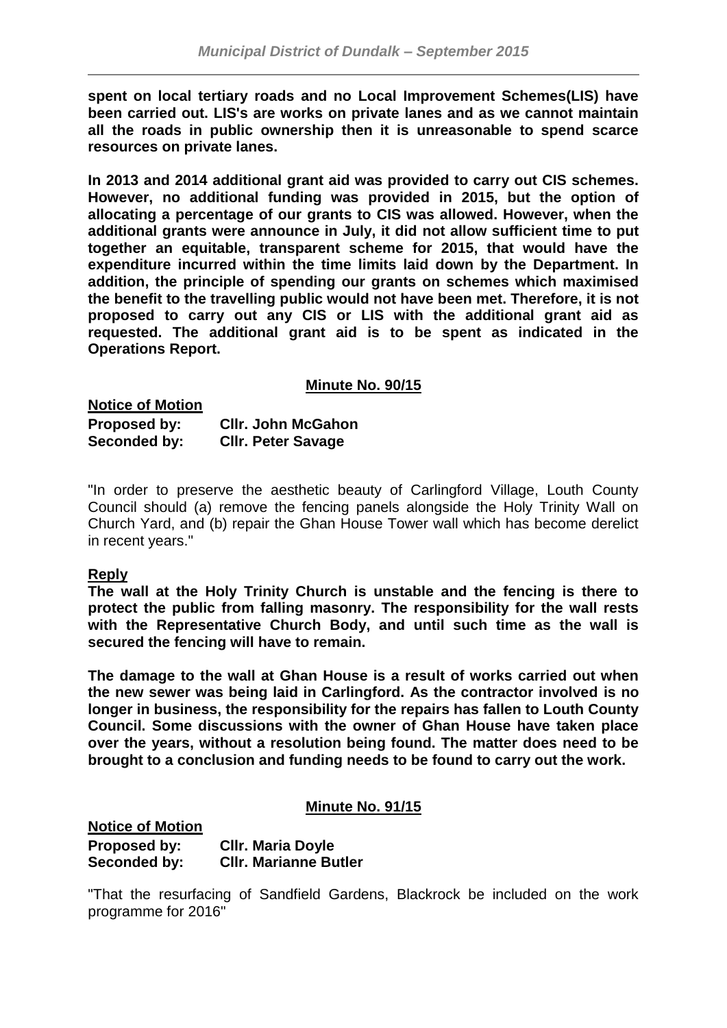**spent on local tertiary roads and no Local Improvement Schemes(LIS) have been carried out. LIS's are works on private lanes and as we cannot maintain all the roads in public ownership then it is unreasonable to spend scarce resources on private lanes.**

**In 2013 and 2014 additional grant aid was provided to carry out CIS schemes. However, no additional funding was provided in 2015, but the option of allocating a percentage of our grants to CIS was allowed. However, when the additional grants were announce in July, it did not allow sufficient time to put together an equitable, transparent scheme for 2015, that would have the expenditure incurred within the time limits laid down by the Department. In addition, the principle of spending our grants on schemes which maximised the benefit to the travelling public would not have been met. Therefore, it is not proposed to carry out any CIS or LIS with the additional grant aid as requested. The additional grant aid is to be spent as indicated in the Operations Report.**

## Minute No. 90/15

**Notice of Motion**

**Proposed by:** **Cllr. John McGahon**
**Seconded by:** **Cllr. Peter Savage**

"In order to preserve the aesthetic beauty of Carlingford Village, Louth County Council should (a) remove the fencing panels alongside the Holy Trinity Wall on Church Yard, and (b) repair the Ghan House Tower wall which has become derelict in recent years."

**Reply**

**The wall at the Holy Trinity Church is unstable and the fencing is there to protect the public from falling masonry. The responsibility for the wall rests with the Representative Church Body, and until such time as the wall is secured the fencing will have to remain.**

**The damage to the wall at Ghan House is a result of works carried out when the new sewer was being laid in Carlingford. As the contractor involved is no longer in business, the responsibility for the repairs has fallen to Louth County Council. Some discussions with the owner of Ghan House have taken place over the years, without a resolution being found. The matter does need to be brought to a conclusion and funding needs to be found to carry out the work.**

## Minute No. 91/15

**Notice of Motion**

**Proposed by:** **Cllr. Maria Doyle**
**Seconded by:** **Cllr. Marianne Butler**

"That the resurfacing of Sandfield Gardens, Blackrock be included on the work programme for 2016"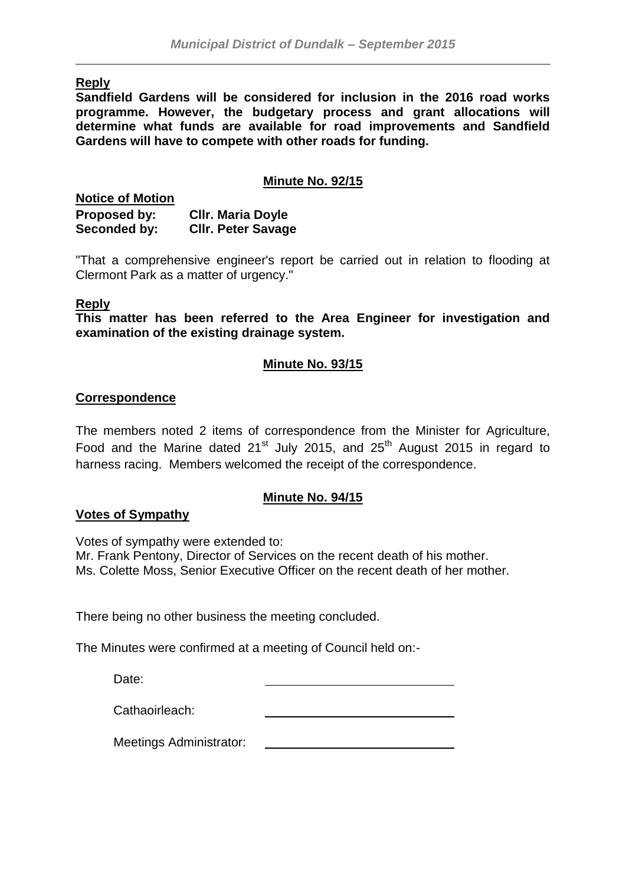**Reply**

**Sandfield Gardens will be considered for inclusion in the 2016 road works programme. However, the budgetary process and grant allocations will determine what funds are available for road improvements and Sandfield Gardens will have to compete with other roads for funding.**

## Minute No. 92/15

**Notice of Motion**

**Proposed by:** **Cllr. Maria Doyle**
**Seconded by:** **Cllr. Peter Savage**

"That a comprehensive engineer's report be carried out in relation to flooding at Clermont Park as a matter of urgency."

**Reply**

**This matter has been referred to the Area Engineer for investigation and examination of the existing drainage system.**

## Minute No. 93/15

**Correspondence**

The members noted 2 items of correspondence from the Minister for Agriculture, Food and the Marine dated 21st July 2015, and 25th August 2015 in regard to harness racing. Members welcomed the receipt of the correspondence.

## Minute No. 94/15

**Votes of Sympathy**

Votes of sympathy were extended to:
Mr. Frank Pentony, Director of Services on the recent death of his mother.
Ms. Colette Moss, Senior Executive Officer on the recent death of her mother.

There being no other business the meeting concluded.

The Minutes were confirmed at a meeting of Council held on:-

Date: ______________________

Cathaoirleach: ______________________

Meetings Administrator: ______________________